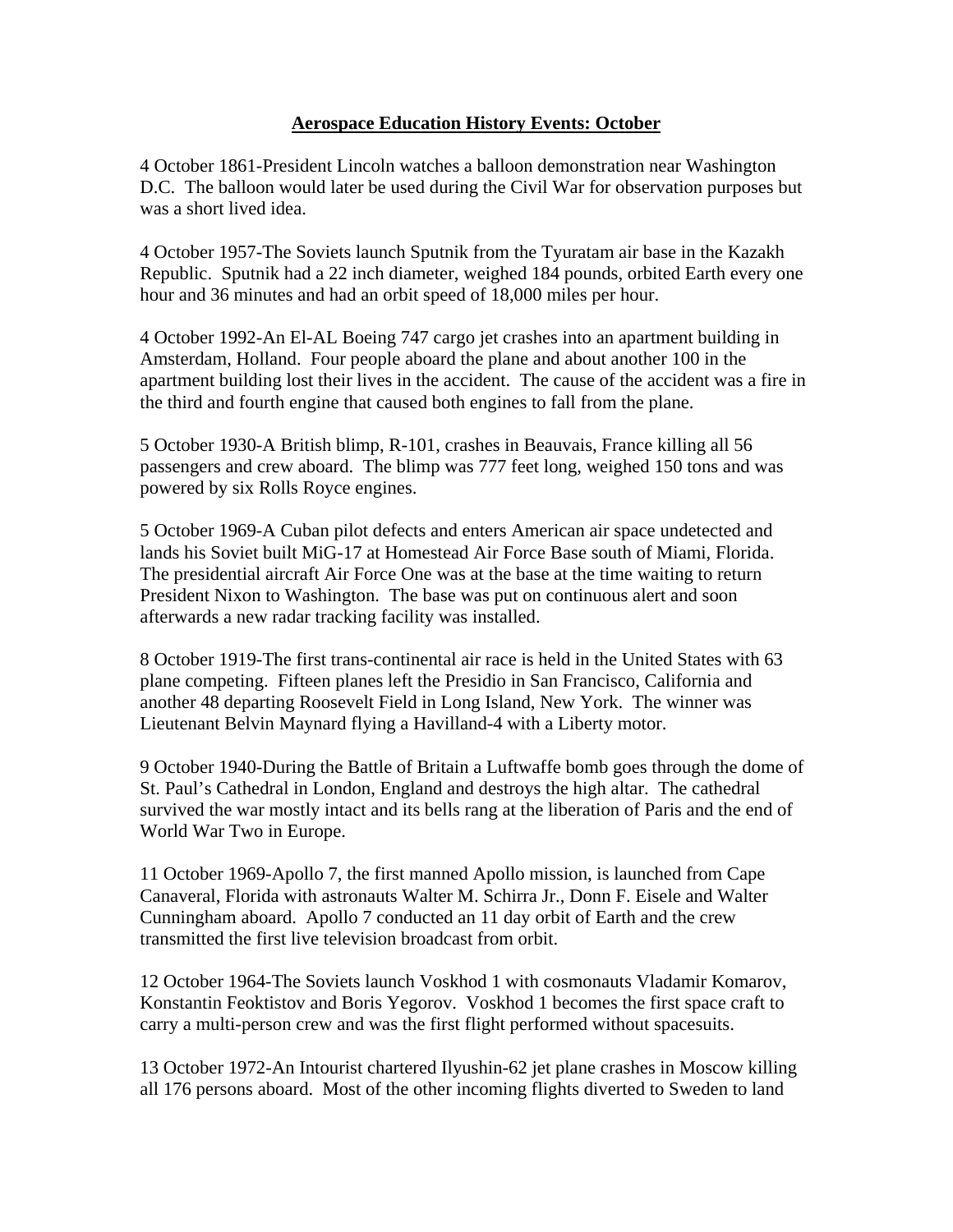# Aerospace Education History Events: October

4 October 1861-President Lincoln watches a balloon demonstration near Washington D.C. The balloon would later be used during the Civil War for observation purposes but was a short lived idea.

4 October 1957-The Soviets launch Sputnik from the Tyuratam air base in the Kazakh Republic. Sputnik had a 22 inch diameter, weighed 184 pounds, orbited Earth every one hour and 36 minutes and had an orbit speed of 18,000 miles per hour.

4 October 1992-An El-AL Boeing 747 cargo jet crashes into an apartment building in Amsterdam, Holland. Four people aboard the plane and about another 100 in the apartment building lost their lives in the accident. The cause of the accident was a fire in the third and fourth engine that caused both engines to fall from the plane.

5 October 1930-A British blimp, R-101, crashes in Beauvais, France killing all 56 passengers and crew aboard. The blimp was 777 feet long, weighed 150 tons and was powered by six Rolls Royce engines.

5 October 1969-A Cuban pilot defects and enters American air space undetected and lands his Soviet built MiG-17 at Homestead Air Force Base south of Miami, Florida. The presidential aircraft Air Force One was at the base at the time waiting to return President Nixon to Washington. The base was put on continuous alert and soon afterwards a new radar tracking facility was installed.

8 October 1919-The first trans-continental air race is held in the United States with 63 plane competing. Fifteen planes left the Presidio in San Francisco, California and another 48 departing Roosevelt Field in Long Island, New York. The winner was Lieutenant Belvin Maynard flying a Havilland-4 with a Liberty motor.

9 October 1940-During the Battle of Britain a Luftwaffe bomb goes through the dome of St. Paul's Cathedral in London, England and destroys the high altar. The cathedral survived the war mostly intact and its bells rang at the liberation of Paris and the end of World War Two in Europe.

11 October 1969-Apollo 7, the first manned Apollo mission, is launched from Cape Canaveral, Florida with astronauts Walter M. Schirra Jr., Donn F. Eisele and Walter Cunningham aboard. Apollo 7 conducted an 11 day orbit of Earth and the crew transmitted the first live television broadcast from orbit.

12 October 1964-The Soviets launch Voskhod 1 with cosmonauts Vladamir Komarov, Konstantin Feoktistov and Boris Yegorov. Voskhod 1 becomes the first space craft to carry a multi-person crew and was the first flight performed without spacesuits.

13 October 1972-An Intourist chartered Ilyushin-62 jet plane crashes in Moscow killing all 176 persons aboard. Most of the other incoming flights diverted to Sweden to land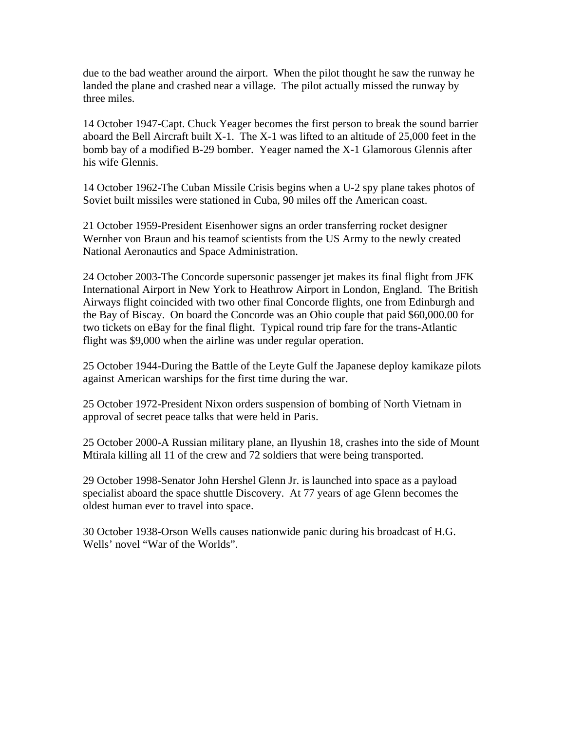due to the bad weather around the airport. When the pilot thought he saw the runway he landed the plane and crashed near a village. The pilot actually missed the runway by three miles.

14 October 1947-Capt. Chuck Yeager becomes the first person to break the sound barrier aboard the Bell Aircraft built X-1. The X-1 was lifted to an altitude of 25,000 feet in the bomb bay of a modified B-29 bomber. Yeager named the X-1 Glamorous Glennis after his wife Glennis.

14 October 1962-The Cuban Missile Crisis begins when a U-2 spy plane takes photos of Soviet built missiles were stationed in Cuba, 90 miles off the American coast.

21 October 1959-President Eisenhower signs an order transferring rocket designer Wernher von Braun and his teamof scientists from the US Army to the newly created National Aeronautics and Space Administration.

24 October 2003-The Concorde supersonic passenger jet makes its final flight from JFK International Airport in New York to Heathrow Airport in London, England. The British Airways flight coincided with two other final Concorde flights, one from Edinburgh and the Bay of Biscay. On board the Concorde was an Ohio couple that paid $60,000.00 for two tickets on eBay for the final flight. Typical round trip fare for the trans-Atlantic flight was $9,000 when the airline was under regular operation.

25 October 1944-During the Battle of the Leyte Gulf the Japanese deploy kamikaze pilots against American warships for the first time during the war.

25 October 1972-President Nixon orders suspension of bombing of North Vietnam in approval of secret peace talks that were held in Paris.

25 October 2000-A Russian military plane, an Ilyushin 18, crashes into the side of Mount Mtirala killing all 11 of the crew and 72 soldiers that were being transported.

29 October 1998-Senator John Hershel Glenn Jr. is launched into space as a payload specialist aboard the space shuttle Discovery. At 77 years of age Glenn becomes the oldest human ever to travel into space.

30 October 1938-Orson Wells causes nationwide panic during his broadcast of H.G. Wells' novel "War of the Worlds".